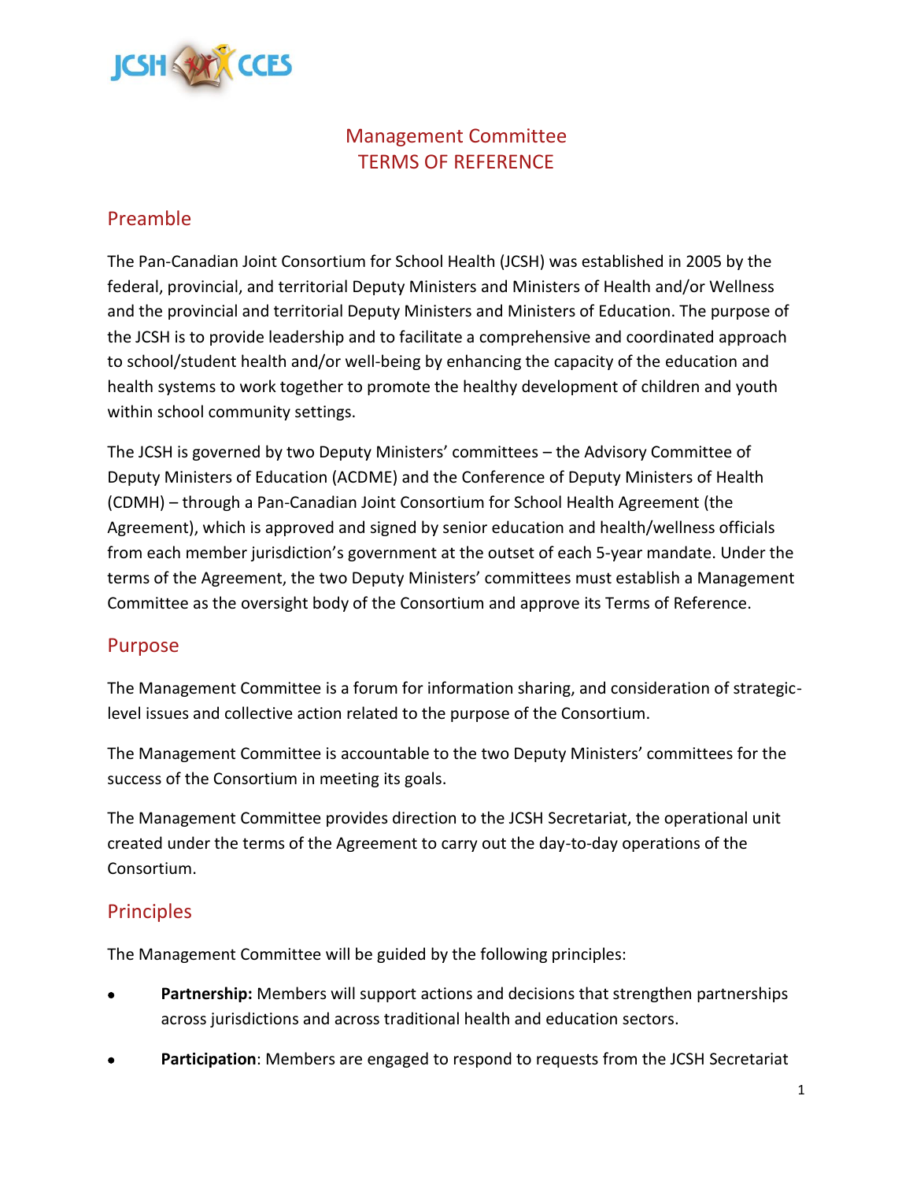# Management Committee
# TERMS OF REFERENCE

## Preamble

The Pan-Canadian Joint Consortium for School Health (JCSH) was established in 2005 by the federal, provincial, and territorial Deputy Ministers and Ministers of Health and/or Wellness and the provincial and territorial Deputy Ministers and Ministers of Education. The purpose of the JCSH is to provide leadership and to facilitate a comprehensive and coordinated approach to school/student health and/or well-being by enhancing the capacity of the education and health systems to work together to promote the healthy development of children and youth within school community settings.

The JCSH is governed by two Deputy Ministers' committees – the Advisory Committee of Deputy Ministers of Education (ACDME) and the Conference of Deputy Ministers of Health (CDMH) – through a Pan-Canadian Joint Consortium for School Health Agreement (the Agreement), which is approved and signed by senior education and health/wellness officials from each member jurisdiction's government at the outset of each 5-year mandate. Under the terms of the Agreement, the two Deputy Ministers' committees must establish a Management Committee as the oversight body of the Consortium and approve its Terms of Reference.

## Purpose

The Management Committee is a forum for information sharing, and consideration of strategic-level issues and collective action related to the purpose of the Consortium.

The Management Committee is accountable to the two Deputy Ministers' committees for the success of the Consortium in meeting its goals.

The Management Committee provides direction to the JCSH Secretariat, the operational unit created under the terms of the Agreement to carry out the day-to-day operations of the Consortium.

## Principles

The Management Committee will be guided by the following principles:

- **Partnership:** Members will support actions and decisions that strengthen partnerships across jurisdictions and across traditional health and education sectors.
- **Participation**: Members are engaged to respond to requests from the JCSH Secretariat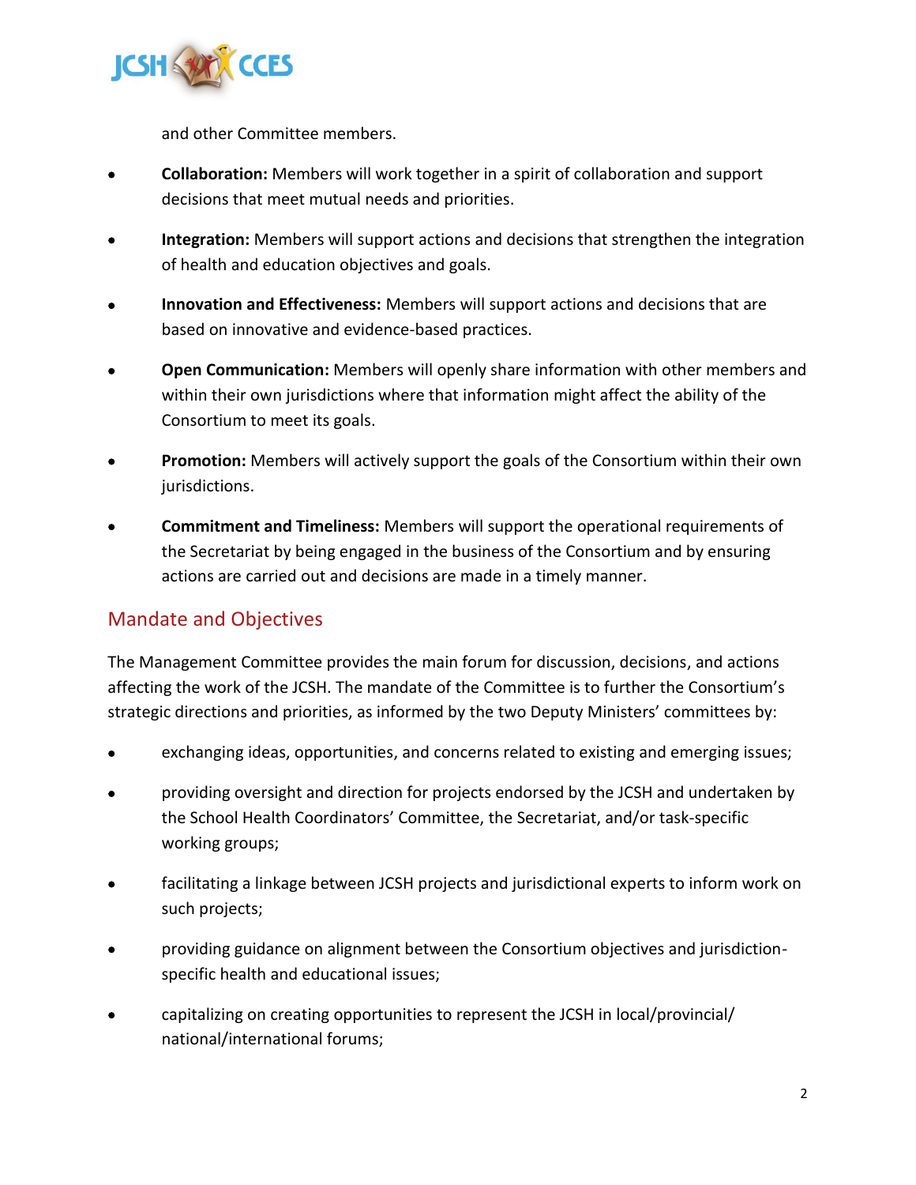and other Committee members.

- **Collaboration:** Members will work together in a spirit of collaboration and support decisions that meet mutual needs and priorities.
- **Integration:** Members will support actions and decisions that strengthen the integration of health and education objectives and goals.
- **Innovation and Effectiveness:** Members will support actions and decisions that are based on innovative and evidence-based practices.
- **Open Communication:** Members will openly share information with other members and within their own jurisdictions where that information might affect the ability of the Consortium to meet its goals.
- **Promotion:** Members will actively support the goals of the Consortium within their own jurisdictions.
- **Commitment and Timeliness:** Members will support the operational requirements of the Secretariat by being engaged in the business of the Consortium and by ensuring actions are carried out and decisions are made in a timely manner.

## Mandate and Objectives

The Management Committee provides the main forum for discussion, decisions, and actions affecting the work of the JCSH. The mandate of the Committee is to further the Consortium's strategic directions and priorities, as informed by the two Deputy Ministers' committees by:

- exchanging ideas, opportunities, and concerns related to existing and emerging issues;
- providing oversight and direction for projects endorsed by the JCSH and undertaken by the School Health Coordinators' Committee, the Secretariat, and/or task-specific working groups;
- facilitating a linkage between JCSH projects and jurisdictional experts to inform work on such projects;
- providing guidance on alignment between the Consortium objectives and jurisdiction-specific health and educational issues;
- capitalizing on creating opportunities to represent the JCSH in local/provincial/ national/international forums;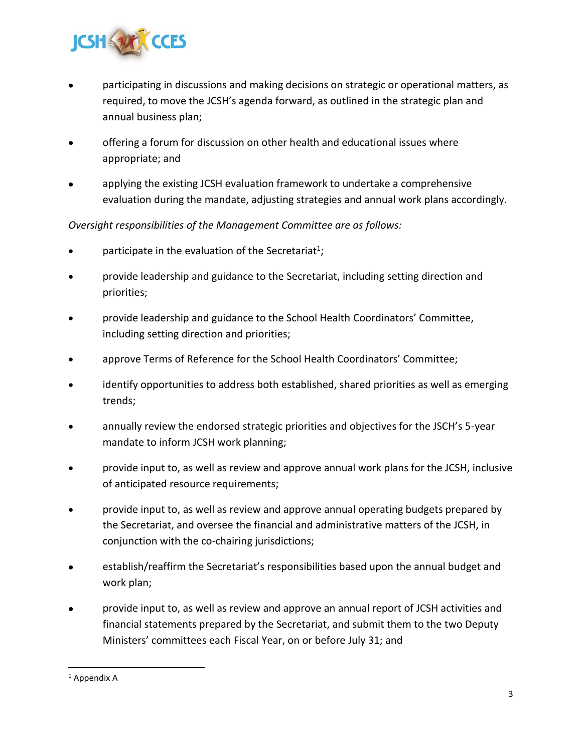- participating in discussions and making decisions on strategic or operational matters, as required, to move the JCSH's agenda forward, as outlined in the strategic plan and annual business plan;
- offering a forum for discussion on other health and educational issues where appropriate; and
- applying the existing JCSH evaluation framework to undertake a comprehensive evaluation during the mandate, adjusting strategies and annual work plans accordingly.

*Oversight responsibilities of the Management Committee are as follows:*

- participate in the evaluation of the Secretariat[1];
- provide leadership and guidance to the Secretariat, including setting direction and priorities;
- provide leadership and guidance to the School Health Coordinators' Committee, including setting direction and priorities;
- approve Terms of Reference for the School Health Coordinators' Committee;
- identify opportunities to address both established, shared priorities as well as emerging trends;
- annually review the endorsed strategic priorities and objectives for the JSCH's 5-year mandate to inform JCSH work planning;
- provide input to, as well as review and approve annual work plans for the JCSH, inclusive of anticipated resource requirements;
- provide input to, as well as review and approve annual operating budgets prepared by the Secretariat, and oversee the financial and administrative matters of the JCSH, in conjunction with the co-chairing jurisdictions;
- establish/reaffirm the Secretariat's responsibilities based upon the annual budget and work plan;
- provide input to, as well as review and approve an annual report of JCSH activities and financial statements prepared by the Secretariat, and submit them to the two Deputy Ministers' committees each Fiscal Year, on or before July 31; and

[1] Appendix A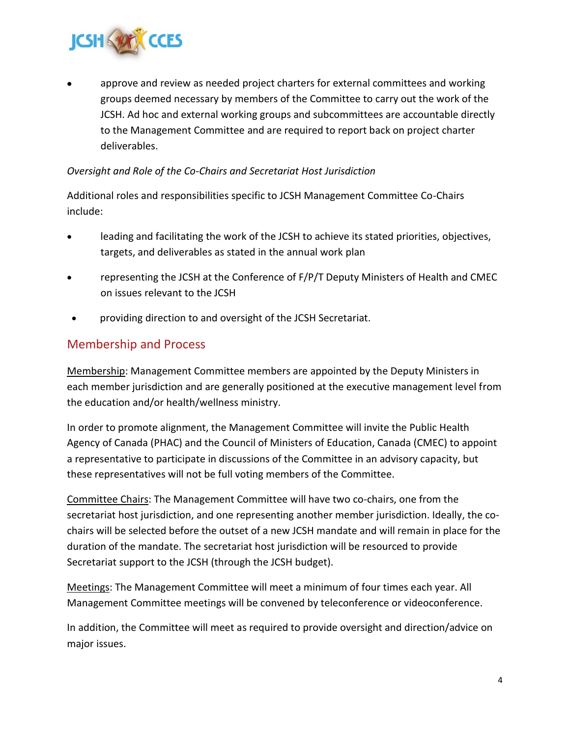- approve and review as needed project charters for external committees and working groups deemed necessary by members of the Committee to carry out the work of the JCSH. Ad hoc and external working groups and subcommittees are accountable directly to the Management Committee and are required to report back on project charter deliverables.

*Oversight and Role of the Co-Chairs and Secretariat Host Jurisdiction*

Additional roles and responsibilities specific to JCSH Management Committee Co-Chairs include:

- leading and facilitating the work of the JCSH to achieve its stated priorities, objectives, targets, and deliverables as stated in the annual work plan
- representing the JCSH at the Conference of F/P/T Deputy Ministers of Health and CMEC on issues relevant to the JCSH
- providing direction to and oversight of the JCSH Secretariat.

## Membership and Process

<u>Membership</u>: Management Committee members are appointed by the Deputy Ministers in each member jurisdiction and are generally positioned at the executive management level from the education and/or health/wellness ministry.

In order to promote alignment, the Management Committee will invite the Public Health Agency of Canada (PHAC) and the Council of Ministers of Education, Canada (CMEC) to appoint a representative to participate in discussions of the Committee in an advisory capacity, but these representatives will not be full voting members of the Committee.

<u>Committee Chairs</u>: The Management Committee will have two co-chairs, one from the secretariat host jurisdiction, and one representing another member jurisdiction. Ideally, the co-chairs will be selected before the outset of a new JCSH mandate and will remain in place for the duration of the mandate. The secretariat host jurisdiction will be resourced to provide Secretariat support to the JCSH (through the JCSH budget).

<u>Meetings</u>: The Management Committee will meet a minimum of four times each year. All Management Committee meetings will be convened by teleconference or videoconference.

In addition, the Committee will meet as required to provide oversight and direction/advice on major issues.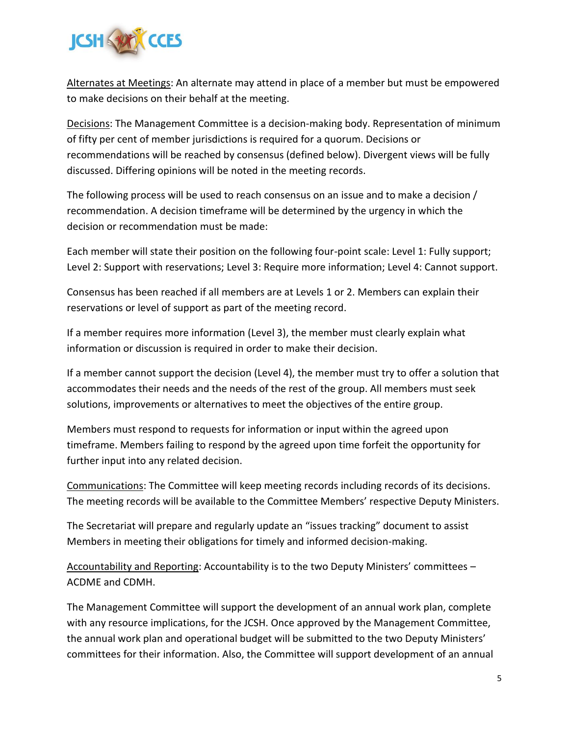<u>Alternates at Meetings</u>: An alternate may attend in place of a member but must be empowered to make decisions on their behalf at the meeting.

<u>Decisions</u>: The Management Committee is a decision-making body. Representation of minimum of fifty per cent of member jurisdictions is required for a quorum. Decisions or recommendations will be reached by consensus (defined below). Divergent views will be fully discussed. Differing opinions will be noted in the meeting records.

The following process will be used to reach consensus on an issue and to make a decision / recommendation. A decision timeframe will be determined by the urgency in which the decision or recommendation must be made:

Each member will state their position on the following four-point scale: Level 1: Fully support; Level 2: Support with reservations; Level 3: Require more information; Level 4: Cannot support.

Consensus has been reached if all members are at Levels 1 or 2. Members can explain their reservations or level of support as part of the meeting record.

If a member requires more information (Level 3), the member must clearly explain what information or discussion is required in order to make their decision.

If a member cannot support the decision (Level 4), the member must try to offer a solution that accommodates their needs and the needs of the rest of the group. All members must seek solutions, improvements or alternatives to meet the objectives of the entire group.

Members must respond to requests for information or input within the agreed upon timeframe. Members failing to respond by the agreed upon time forfeit the opportunity for further input into any related decision.

<u>Communications</u>: The Committee will keep meeting records including records of its decisions. The meeting records will be available to the Committee Members' respective Deputy Ministers.

The Secretariat will prepare and regularly update an "issues tracking" document to assist Members in meeting their obligations for timely and informed decision-making.

<u>Accountability and Reporting</u>: Accountability is to the two Deputy Ministers' committees – ACDME and CDMH.

The Management Committee will support the development of an annual work plan, complete with any resource implications, for the JCSH. Once approved by the Management Committee, the annual work plan and operational budget will be submitted to the two Deputy Ministers' committees for their information. Also, the Committee will support development of an annual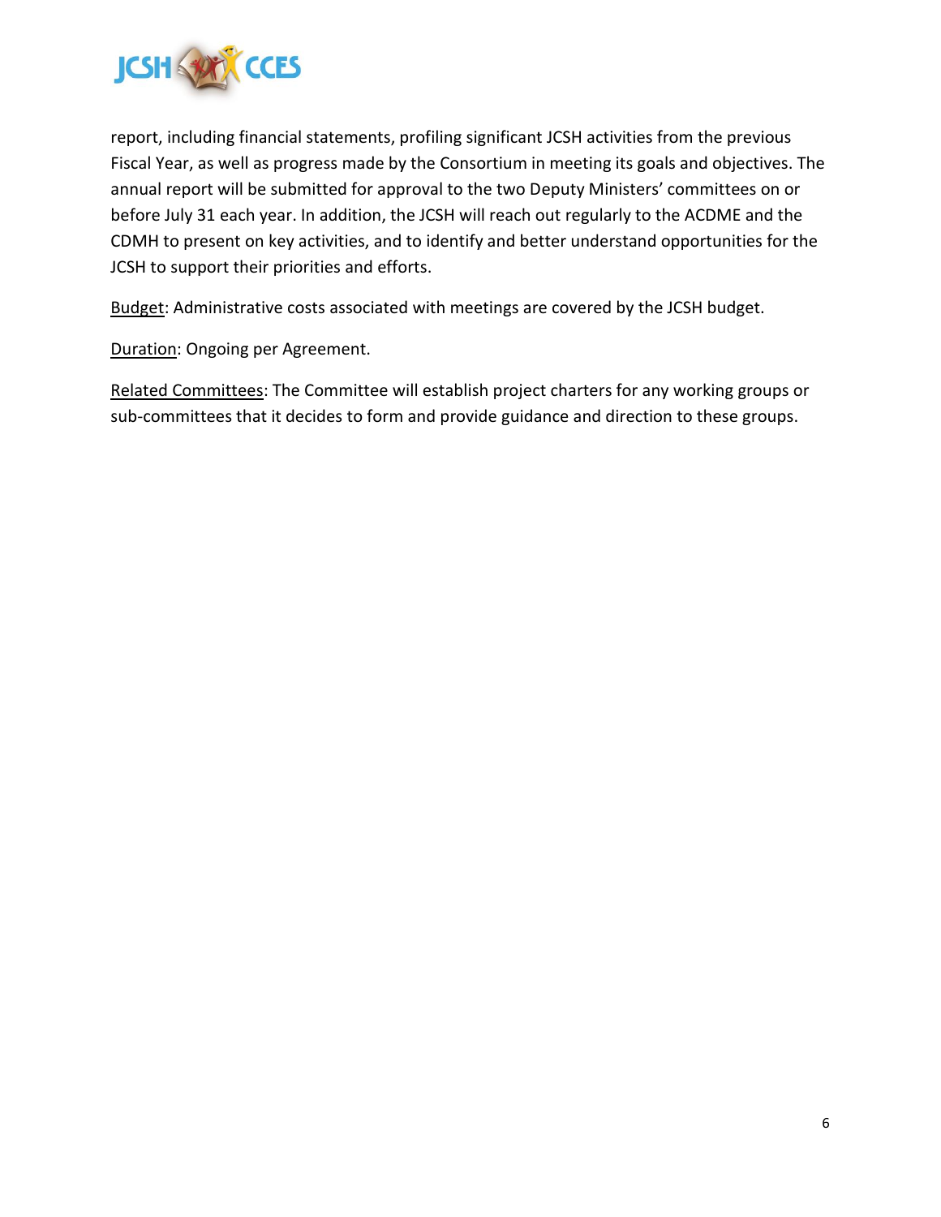report, including financial statements, profiling significant JCSH activities from the previous Fiscal Year, as well as progress made by the Consortium in meeting its goals and objectives. The annual report will be submitted for approval to the two Deputy Ministers' committees on or before July 31 each year. In addition, the JCSH will reach out regularly to the ACDME and the CDMH to present on key activities, and to identify and better understand opportunities for the JCSH to support their priorities and efforts.

Budget: Administrative costs associated with meetings are covered by the JCSH budget.

Duration: Ongoing per Agreement.

Related Committees: The Committee will establish project charters for any working groups or sub-committees that it decides to form and provide guidance and direction to these groups.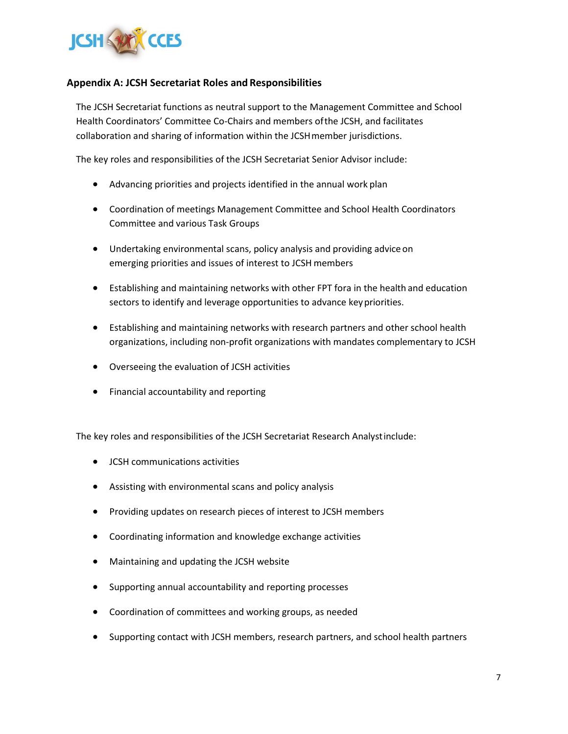## Appendix A: JCSH Secretariat Roles and Responsibilities

The JCSH Secretariat functions as neutral support to the Management Committee and School Health Coordinators' Committee Co-Chairs and members of the JCSH, and facilitates collaboration and sharing of information within the JCSH member jurisdictions.

The key roles and responsibilities of the JCSH Secretariat Senior Advisor include:

- Advancing priorities and projects identified in the annual work plan
- Coordination of meetings Management Committee and School Health Coordinators Committee and various Task Groups
- Undertaking environmental scans, policy analysis and providing advice on emerging priorities and issues of interest to JCSH members
- Establishing and maintaining networks with other FPT fora in the health and education sectors to identify and leverage opportunities to advance key priorities.
- Establishing and maintaining networks with research partners and other school health organizations, including non-profit organizations with mandates complementary to JCSH
- Overseeing the evaluation of JCSH activities
- Financial accountability and reporting

The key roles and responsibilities of the JCSH Secretariat Research Analyst include:

- JCSH communications activities
- Assisting with environmental scans and policy analysis
- Providing updates on research pieces of interest to JCSH members
- Coordinating information and knowledge exchange activities
- Maintaining and updating the JCSH website
- Supporting annual accountability and reporting processes
- Coordination of committees and working groups, as needed
- Supporting contact with JCSH members, research partners, and school health partners